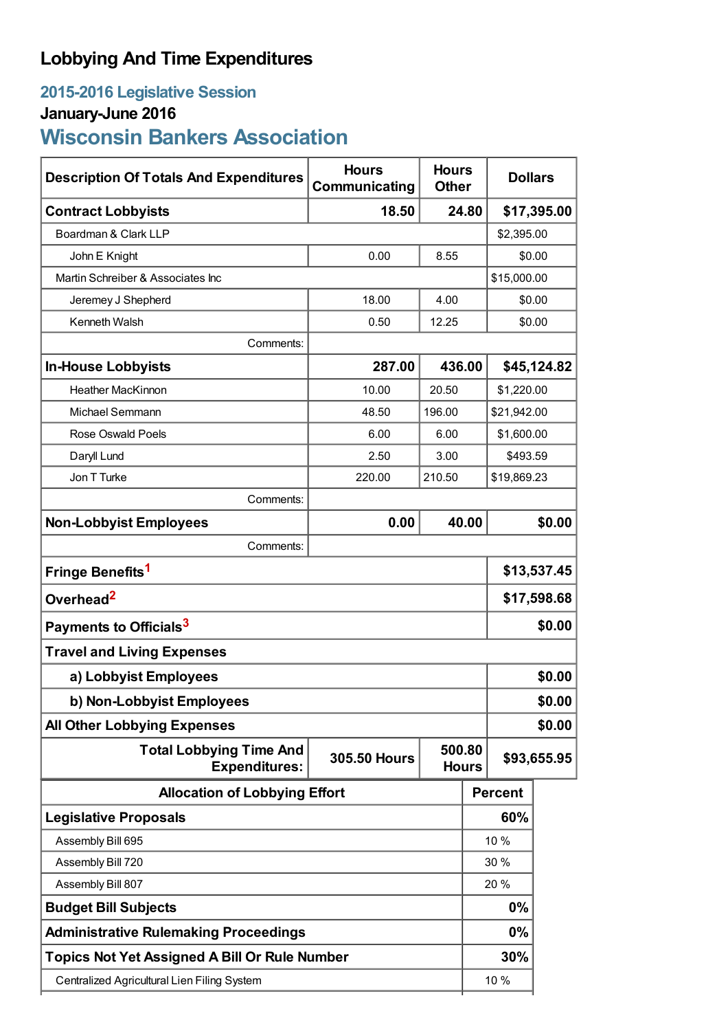# Lobbying And Time Expenditures

## 2015-2016 Legislative Session

### January-June 2016

## Wisconsin Bankers Association

| Description Of Totals And Expenditures | Hours Communicating | Hours Other | Dollars |
|---|---|---|---|
| **Contract Lobbyists** | **18.50** | **24.80** | **$17,395.00** |
| Boardman & Clark LLP | | | $2,395.00 |
| John E Knight | 0.00 | 8.55 | $0.00 |
| Martin Schreiber & Associates Inc | | | $15,000.00 |
| Jeremey J Shepherd | 18.00 | 4.00 | $0.00 |
| Kenneth Walsh | 0.50 | 12.25 | $0.00 |
| Comments: | | | |
| **In-House Lobbyists** | **287.00** | **436.00** | **$45,124.82** |
| Heather MacKinnon | 10.00 | 20.50 | $1,220.00 |
| Michael Semmann | 48.50 | 196.00 | $21,942.00 |
| Rose Oswald Poels | 6.00 | 6.00 | $1,600.00 |
| Daryll Lund | 2.50 | 3.00 | $493.59 |
| Jon T Turke | 220.00 | 210.50 | $19,869.23 |
| Comments: | | | |
| **Non-Lobbyist Employees** | **0.00** | **40.00** | **$0.00** |
| Comments: | | | |
| **Fringe Benefits**[1] | | | **$13,537.45** |
| **Overhead**[2] | | | **$17,598.68** |
| **Payments to Officials**[3] | | | **$0.00** |
| **Travel and Living Expenses** | | | |
| **a) Lobbyist Employees** | | | **$0.00** |
| **b) Non-Lobbyist Employees** | | | **$0.00** |
| **All Other Lobbying Expenses** | | | **$0.00** |
| **Total Lobbying Time And Expenditures:** | **305.50 Hours** | **500.80 Hours** | **$93,655.95** |

| Allocation of Lobbying Effort | Percent |
|---|---|
| **Legislative Proposals** | **60%** |
| Assembly Bill 695 | 10 % |
| Assembly Bill 720 | 30 % |
| Assembly Bill 807 | 20 % |
| **Budget Bill Subjects** | **0%** |
| **Administrative Rulemaking Proceedings** | **0%** |
| **Topics Not Yet Assigned A Bill Or Rule Number** | **30%** |
| Centralized Agricultural Lien Filing System | 10 % |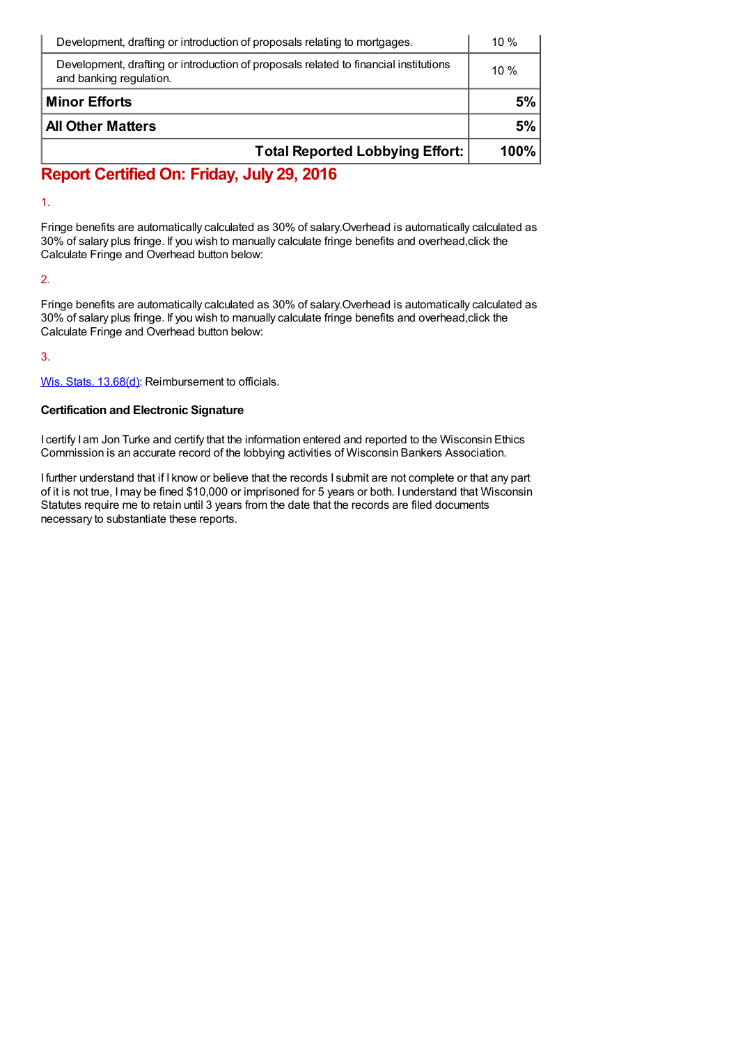| | |
|---|---|
| Development, drafting or introduction of proposals relating to mortgages. | 10 % |
| Development, drafting or introduction of proposals related to financial institutions and banking regulation. | 10 % |
| **Minor Efforts** | **5%** |
| **All Other Matters** | **5%** |
| **Total Reported Lobbying Effort:** | **100%** |

## Report Certified On: Friday, July 29, 2016

1.

Fringe benefits are automatically calculated as 30% of salary.Overhead is automatically calculated as 30% of salary plus fringe. If you wish to manually calculate fringe benefits and overhead,click the Calculate Fringe and Overhead button below:

2.

Fringe benefits are automatically calculated as 30% of salary.Overhead is automatically calculated as 30% of salary plus fringe. If you wish to manually calculate fringe benefits and overhead,click the Calculate Fringe and Overhead button below:

3.

Wis. Stats. 13.68(d): Reimbursement to officials.

**Certification and Electronic Signature**

I certify I am Jon Turke and certify that the information entered and reported to the Wisconsin Ethics Commission is an accurate record of the lobbying activities of Wisconsin Bankers Association.

I further understand that if I know or believe that the records I submit are not complete or that any part of it is not true, I may be fined $10,000 or imprisoned for 5 years or both. I understand that Wisconsin Statutes require me to retain until 3 years from the date that the records are filed documents necessary to substantiate these reports.